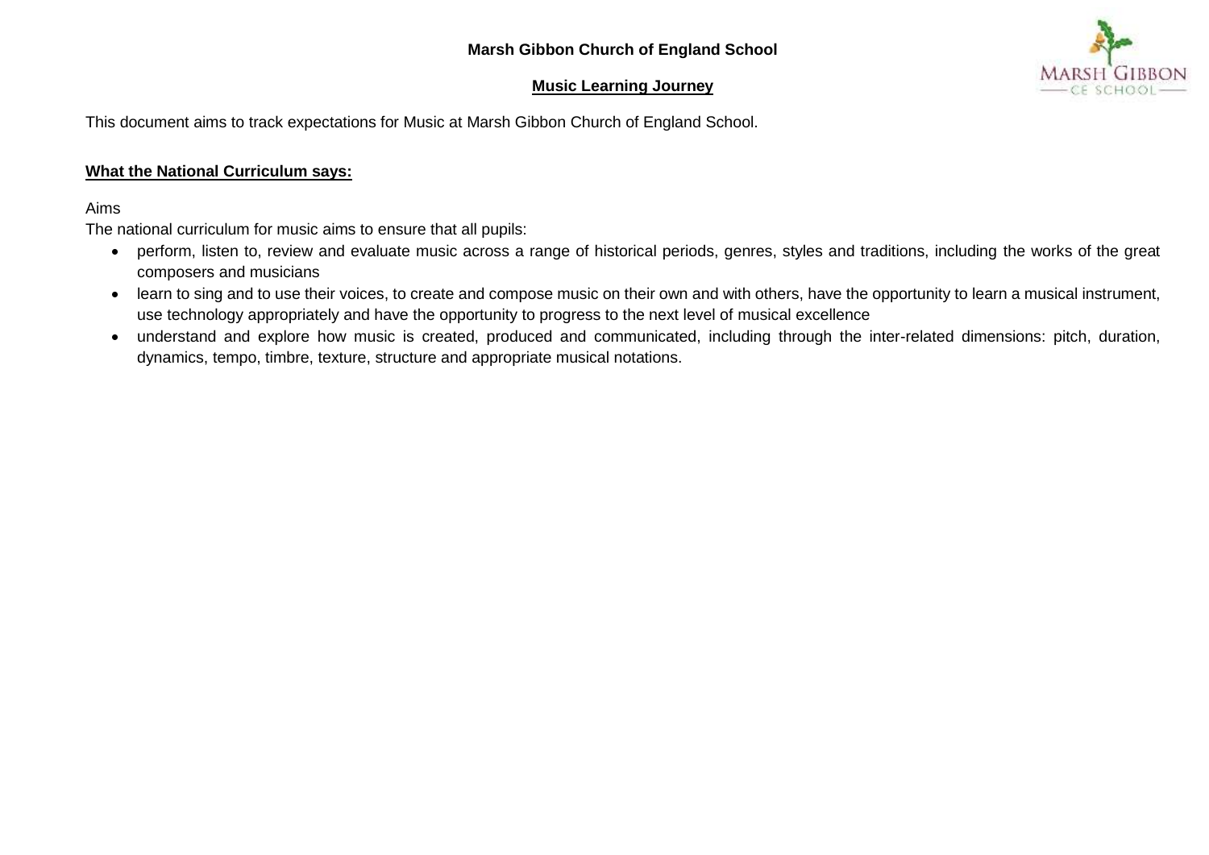**Marsh Gibbon Church of England School**

**Music Learning Journey**

This document aims to track expectations for Music at Marsh Gibbon Church of England School.

**What the National Curriculum says:**

Aims

The national curriculum for music aims to ensure that all pupils:

- perform, listen to, review and evaluate music across a range of historical periods, genres, styles and traditions, including the works of the great composers and musicians
- learn to sing and to use their voices, to create and compose music on their own and with others, have the opportunity to learn a musical instrument, use technology appropriately and have the opportunity to progress to the next level of musical excellence
- understand and explore how music is created, produced and communicated, including through the inter-related dimensions: pitch, duration, dynamics, tempo, timbre, texture, structure and appropriate musical notations.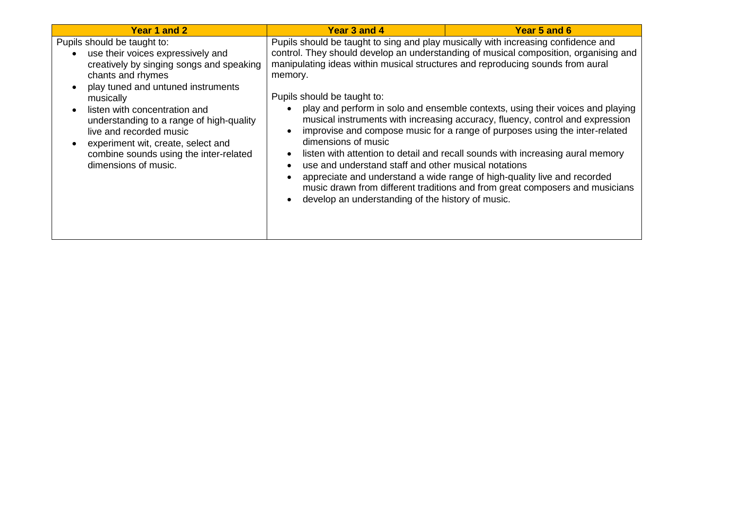| Year 1 and 2 | Year 3 and 4 | Year 5 and 6 |
| --- | --- | --- |
| Pupils should be taught to:<br>• use their voices expressively and creatively by singing songs and speaking chants and rhymes<br>• play tuned and untuned instruments musically<br>• listen with concentration and understanding to a range of high-quality live and recorded music<br>• experiment wit, create, select and combine sounds using the inter-related dimensions of music. | Pupils should be taught to sing and play musically with increasing confidence and control. They should develop an understanding of musical composition, organising and manipulating ideas within musical structures and reproducing sounds from aural memory.<br><br>Pupils should be taught to:<br>• play and perform in solo and ensemble contexts, using their voices and playing musical instruments with increasing accuracy, fluency, control and expression<br>• improvise and compose music for a range of purposes using the inter-related dimensions of music<br>• listen with attention to detail and recall sounds with increasing aural memory<br>• use and understand staff and other musical notations<br>• appreciate and understand a wide range of high-quality live and recorded music drawn from different traditions and from great composers and musicians<br>• develop an understanding of the history of music. | |